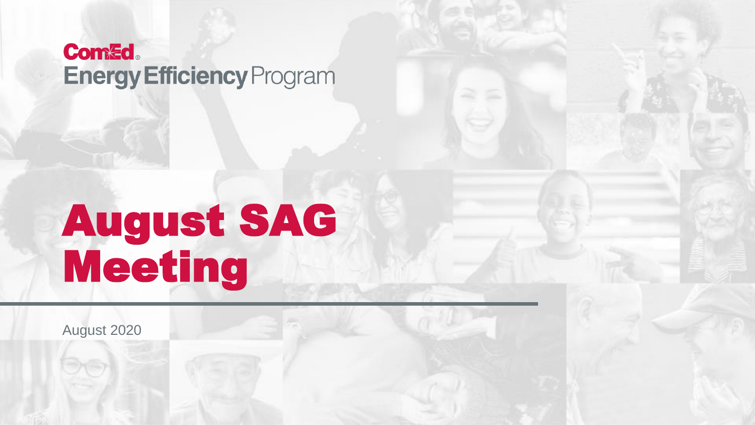ComEd Energy Efficiency Program

# August SAG Meeting

August 2020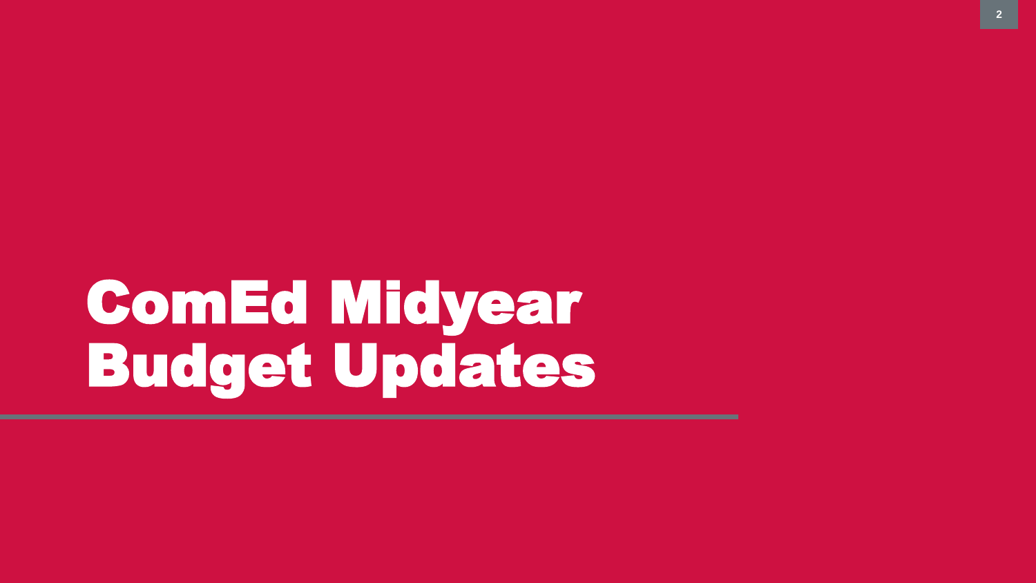# ComEd Midyear Budget Updates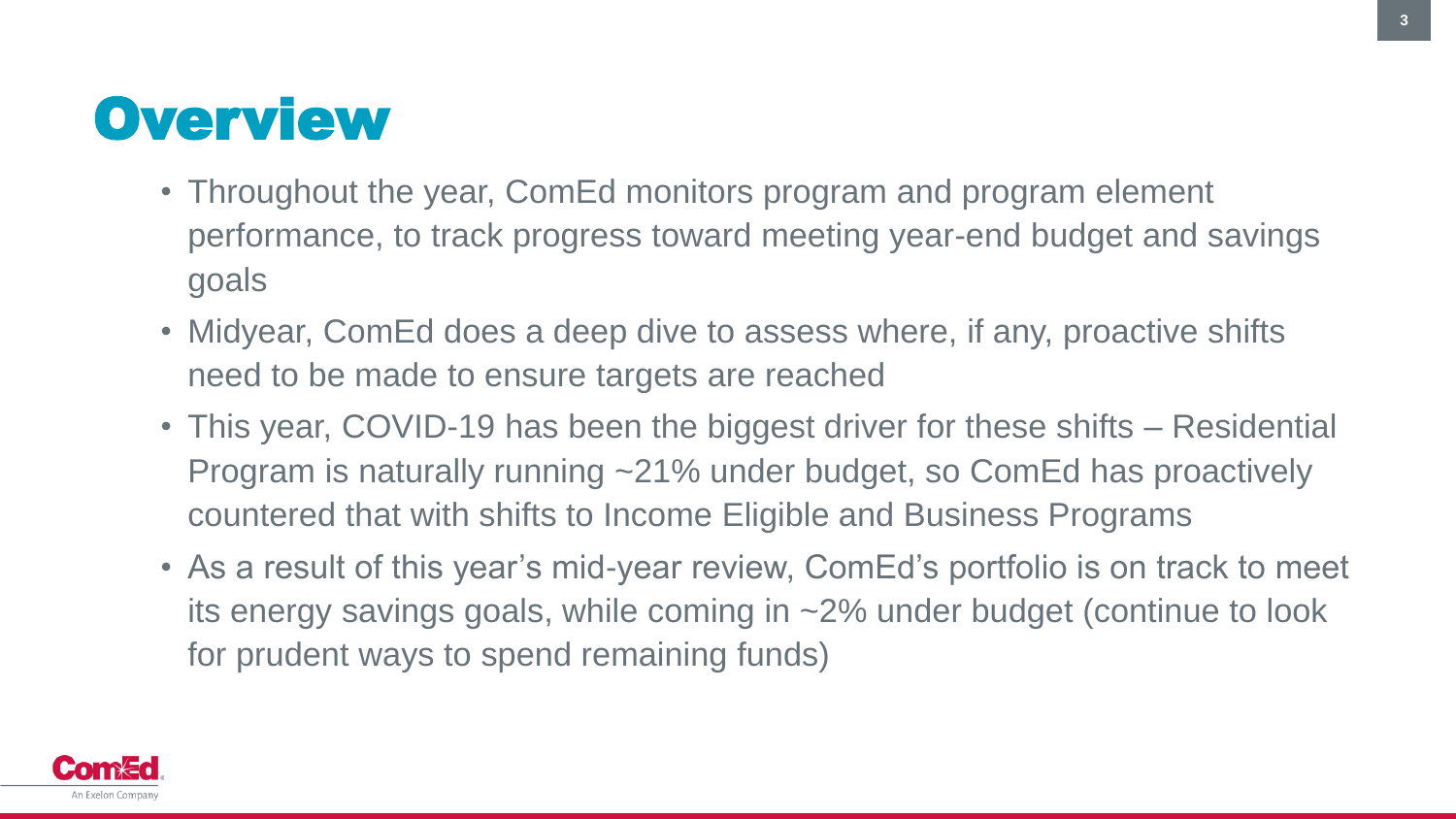# Overview

- Throughout the year, ComEd monitors program and program element performance, to track progress toward meeting year-end budget and savings goals
- Midyear, ComEd does a deep dive to assess where, if any, proactive shifts need to be made to ensure targets are reached
- This year, COVID-19 has been the biggest driver for these shifts – Residential Program is naturally running ~21% under budget, so ComEd has proactively countered that with shifts to Income Eligible and Business Programs
- As a result of this year's mid-year review, ComEd's portfolio is on track to meet its energy savings goals, while coming in ~2% under budget (continue to look for prudent ways to spend remaining funds)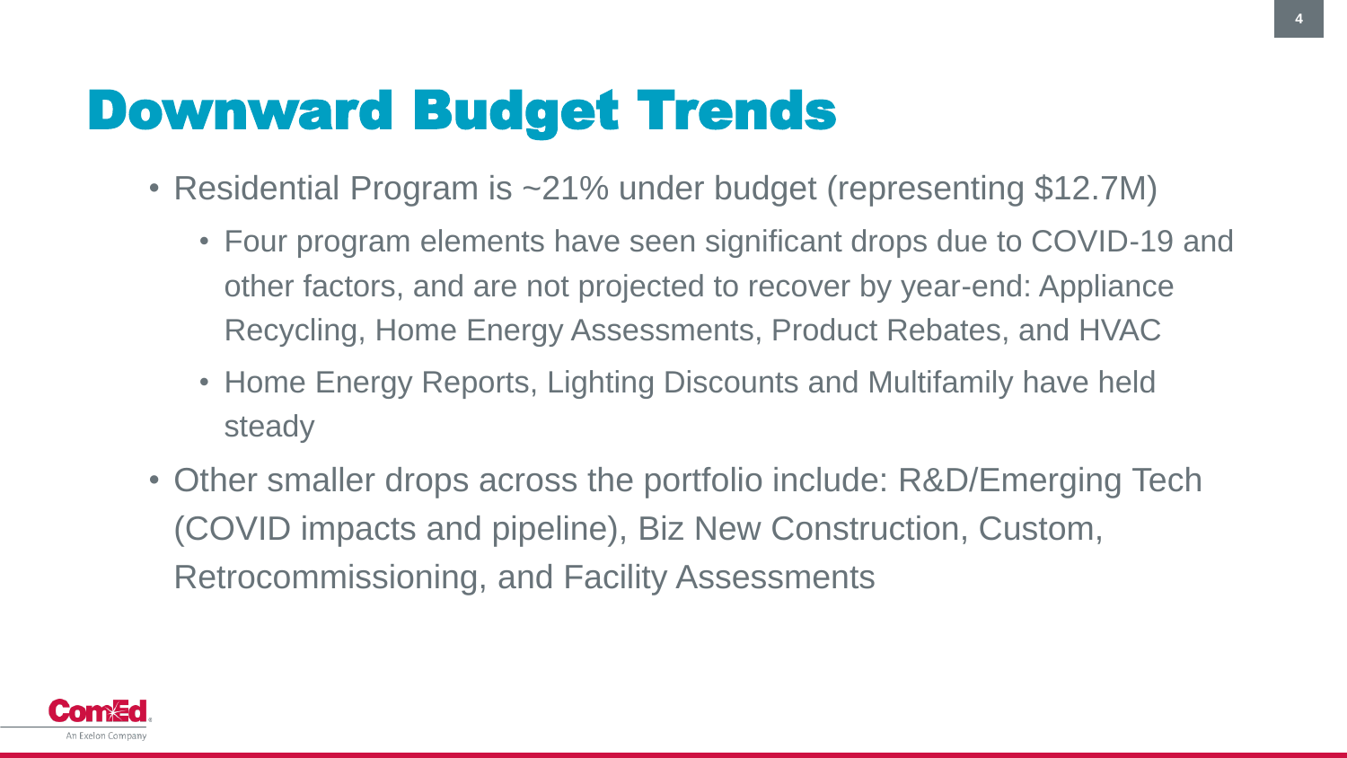# Downward Budget Trends

- Residential Program is ~21% under budget (representing $12.7M)
  - Four program elements have seen significant drops due to COVID-19 and other factors, and are not projected to recover by year-end: Appliance Recycling, Home Energy Assessments, Product Rebates, and HVAC
  - Home Energy Reports, Lighting Discounts and Multifamily have held steady
- Other smaller drops across the portfolio include: R&D/Emerging Tech (COVID impacts and pipeline), Biz New Construction, Custom, Retrocommissioning, and Facility Assessments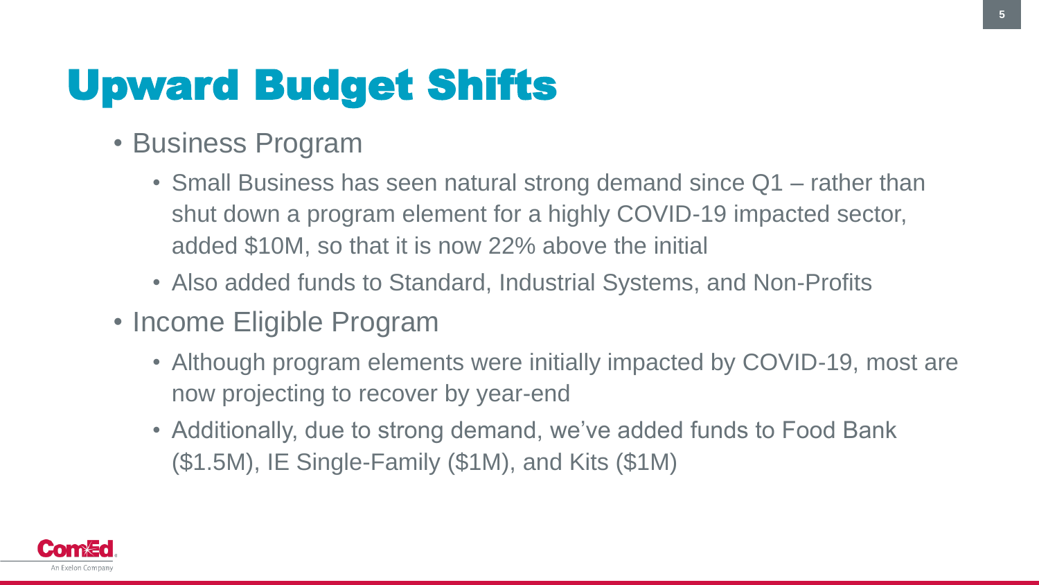# Upward Budget Shifts

- Business Program
  - Small Business has seen natural strong demand since Q1 – rather than shut down a program element for a highly COVID-19 impacted sector, added $10M, so that it is now 22% above the initial
  - Also added funds to Standard, Industrial Systems, and Non-Profits
- Income Eligible Program
  - Although program elements were initially impacted by COVID-19, most are now projecting to recover by year-end
  - Additionally, due to strong demand, we've added funds to Food Bank ($1.5M), IE Single-Family ($1M), and Kits ($1M)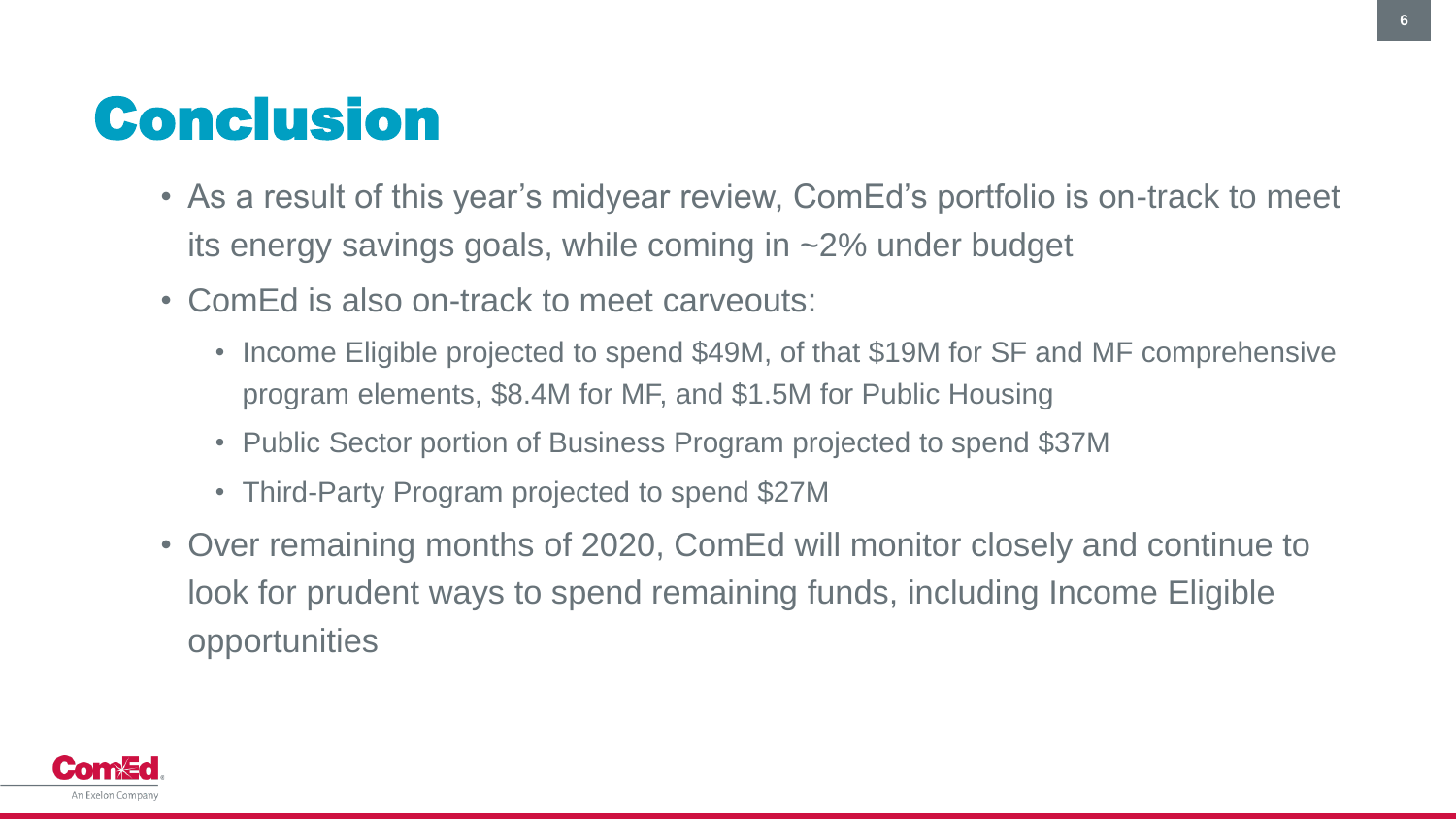# Conclusion

- As a result of this year's midyear review, ComEd's portfolio is on-track to meet its energy savings goals, while coming in ~2% under budget
- ComEd is also on-track to meet carveouts:
  - Income Eligible projected to spend $49M, of that $19M for SF and MF comprehensive program elements, $8.4M for MF, and $1.5M for Public Housing
  - Public Sector portion of Business Program projected to spend $37M
  - Third-Party Program projected to spend $27M
- Over remaining months of 2020, ComEd will monitor closely and continue to look for prudent ways to spend remaining funds, including Income Eligible opportunities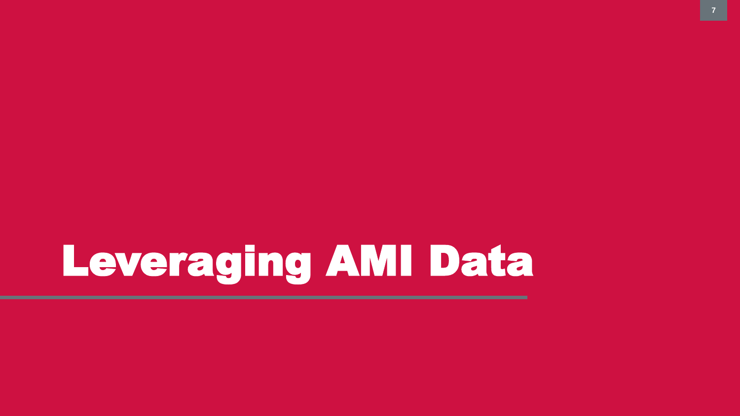# Leveraging AMI Data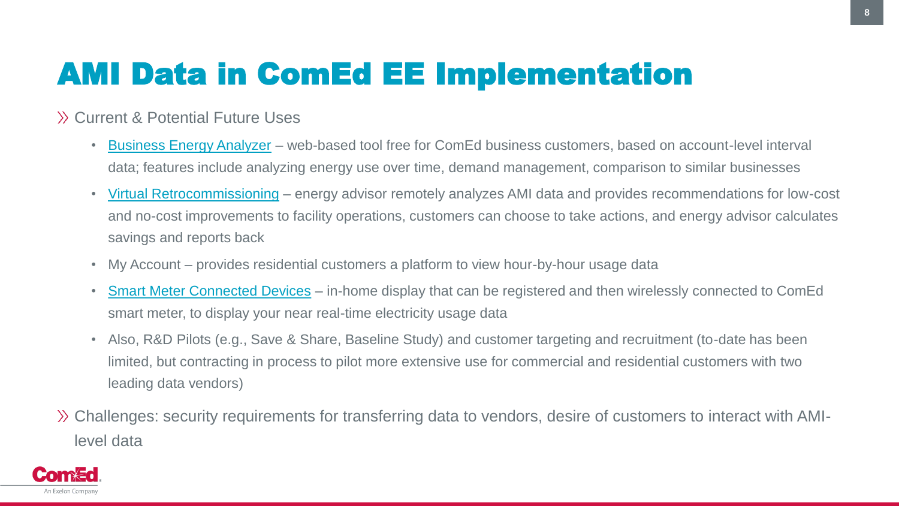# AMI Data in ComEd EE Implementation

- Current & Potential Future Uses
  - Business Energy Analyzer – web-based tool free for ComEd business customers, based on account-level interval data; features include analyzing energy use over time, demand management, comparison to similar businesses
  - Virtual Retrocommissioning – energy advisor remotely analyzes AMI data and provides recommendations for low-cost and no-cost improvements to facility operations, customers can choose to take actions, and energy advisor calculates savings and reports back
  - My Account – provides residential customers a platform to view hour-by-hour usage data
  - Smart Meter Connected Devices – in-home display that can be registered and then wirelessly connected to ComEd smart meter, to display your near real-time electricity usage data
  - Also, R&D Pilots (e.g., Save & Share, Baseline Study) and customer targeting and recruitment (to-date has been limited, but contracting in process to pilot more extensive use for commercial and residential customers with two leading data vendors)
- Challenges: security requirements for transferring data to vendors, desire of customers to interact with AMI-level data

ComEd. An Exelon Company